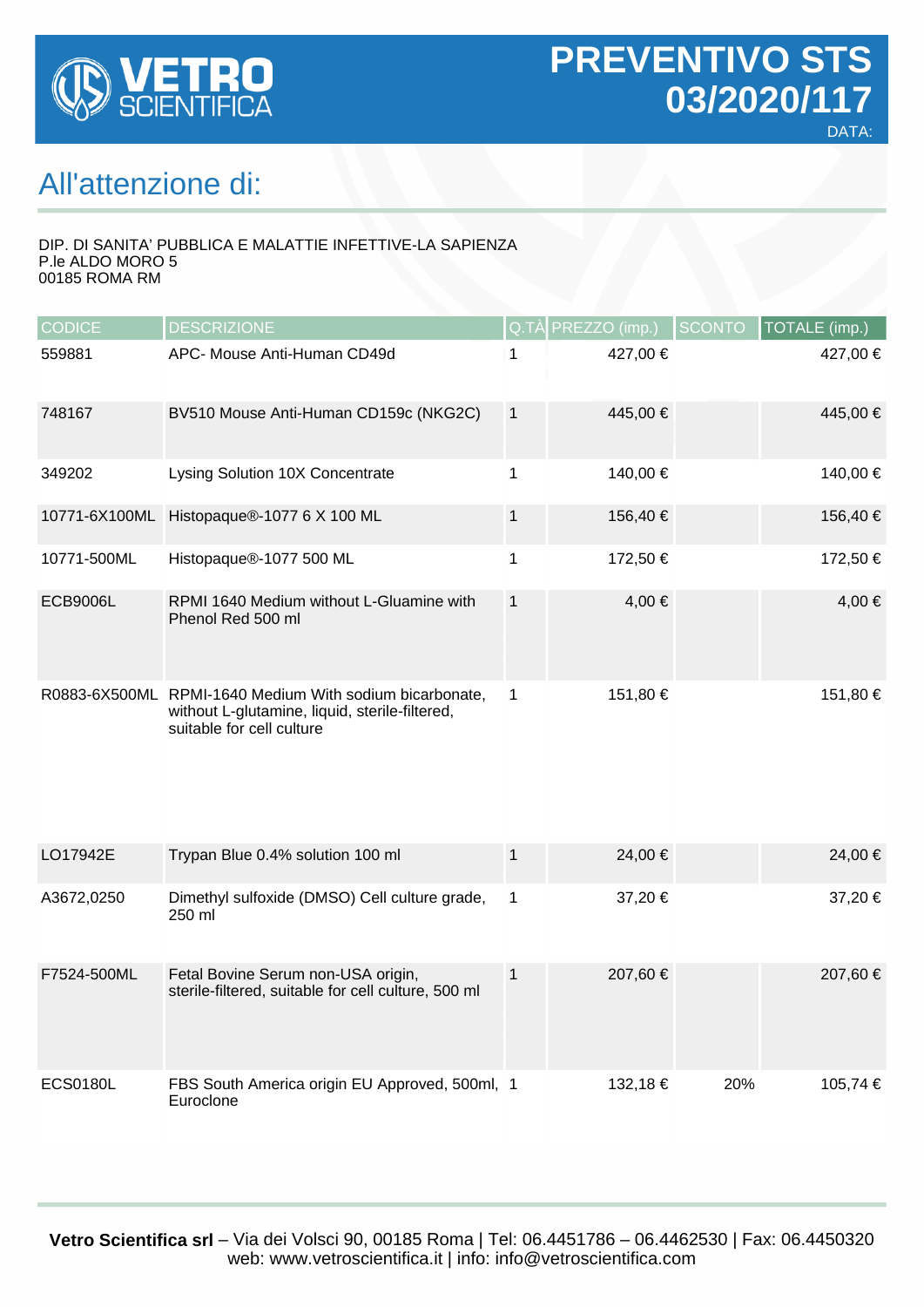VETRO SCIENTIFICA

# PREVENTIVO STS 03/2020/117

DATA:

## All'attenzione di:

DIP. DI SANITA' PUBBLICA E MALATTIE INFETTIVE-LA SAPIENZA
P.le ALDO MORO 5
00185 ROMA RM

| CODICE | DESCRIZIONE | Q.TÀ | PREZZO (imp.) | SCONTO | TOTALE (imp.) |
|---|---|---|---|---|---|
| 559881 | APC- Mouse Anti-Human CD49d | 1 | 427,00 € | | 427,00 € |
| 748167 | BV510 Mouse Anti-Human CD159c (NKG2C) | 1 | 445,00 € | | 445,00 € |
| 349202 | Lysing Solution 10X Concentrate | 1 | 140,00 € | | 140,00 € |
| 10771-6X100ML | Histopaque®-1077 6 X 100 ML | 1 | 156,40 € | | 156,40 € |
| 10771-500ML | Histopaque®-1077 500 ML | 1 | 172,50 € | | 172,50 € |
| ECB9006L | RPMI 1640 Medium without L-Gluamine with Phenol Red 500 ml | 1 | 4,00 € | | 4,00 € |
| R0883-6X500ML | RPMI-1640 Medium With sodium bicarbonate, without L-glutamine, liquid, sterile-filtered, suitable for cell culture | 1 | 151,80 € | | 151,80 € |
| LO17942E | Trypan Blue 0.4% solution 100 ml | 1 | 24,00 € | | 24,00 € |
| A3672,0250 | Dimethyl sulfoxide (DMSO) Cell culture grade, 250 ml | 1 | 37,20 € | | 37,20 € |
| F7524-500ML | Fetal Bovine Serum non-USA origin, sterile-filtered, suitable for cell culture, 500 ml | 1 | 207,60 € | | 207,60 € |
| ECS0180L | FBS South America origin EU Approved, 500ml, Euroclone | 1 | 132,18 € | 20% | 105,74 € |

**Vetro Scientifica srl** – Via dei Volsci 90, 00185 Roma | Tel: 06.4451786 – 06.4462530 | Fax: 06.4450320
web: www.vetroscientifica.it | info: info@vetroscientifica.com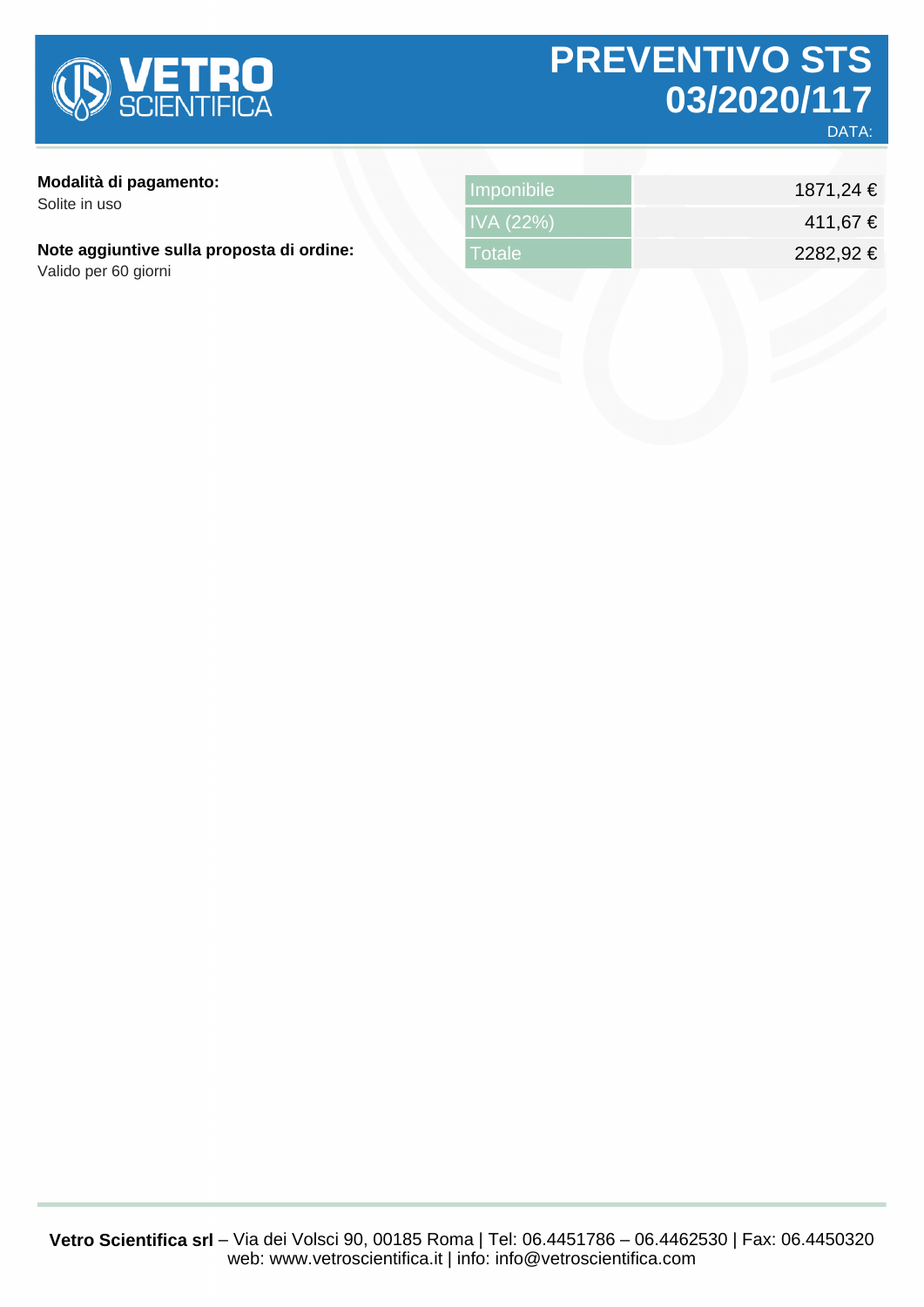# PREVENTIVO STS 03/2020/117

DATA:

**Modalità di pagamento:**
Solite in uso

**Note aggiuntive sulla proposta di ordine:**
Valido per 60 giorni

| | |
|---|---|
| Imponibile | 1871,24 € |
| IVA (22%) | 411,67 € |
| Totale | 2282,92 € |

**Vetro Scientifica srl** – Via dei Volsci 90, 00185 Roma | Tel: 06.4451786 – 06.4462530 | Fax: 06.4450320
web: www.vetroscientifica.it | info: info@vetroscientifica.com